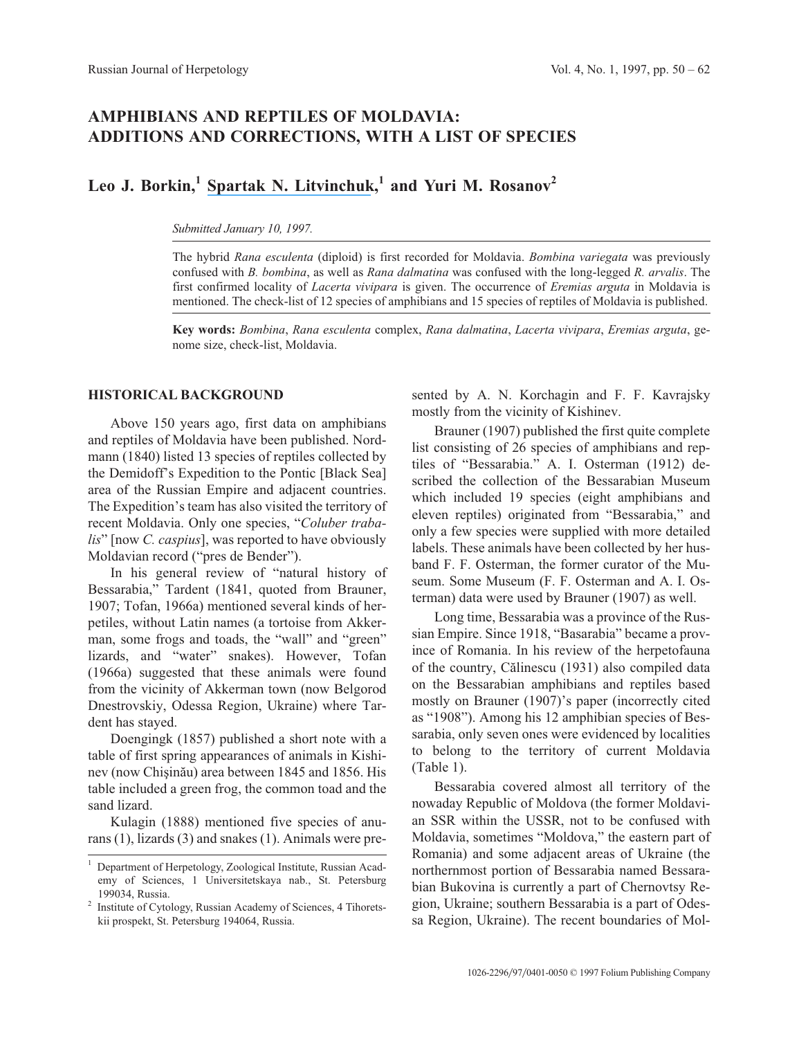# AMPHIBIANS AND REPTILES OF MOLDAVIA: ADDITIONS AND CORRECTIONS, WITH A LIST OF SPECIES

## Leo J. Borkin,[1] Spartak N. Litvinchuk,[1] and Yuri M. Rosanov[2]

*Submitted January 10, 1997.*

The hybrid *Rana esculenta* (diploid) is first recorded for Moldavia. *Bombina variegata* was previously confused with *B. bombina*, as well as *Rana dalmatina* was confused with the long-legged *R. arvalis*. The first confirmed locality of *Lacerta vivipara* is given. The occurrence of *Eremias arguta* in Moldavia is mentioned. The check-list of 12 species of amphibians and 15 species of reptiles of Moldavia is published.

**Key words:** *Bombina*, *Rana esculenta* complex, *Rana dalmatina*, *Lacerta vivipara*, *Eremias arguta*, genome size, check-list, Moldavia.

### HISTORICAL BACKGROUND

Above 150 years ago, first data on amphibians and reptiles of Moldavia have been published. Nordmann (1840) listed 13 species of reptiles collected by the Demidoff's Expedition to the Pontic [Black Sea] area of the Russian Empire and adjacent countries. The Expedition's team has also visited the territory of recent Moldavia. Only one species, "*Coluber trabalis*" [now *C. caspius*], was reported to have obviously Moldavian record ("pres de Bender").

In his general review of "natural history of Bessarabia," Tardent (1841, quoted from Brauner, 1907; Tofan, 1966a) mentioned several kinds of herpetiles, without Latin names (a tortoise from Akkerman, some frogs and toads, the "wall" and "green" lizards, and "water" snakes). However, Tofan (1966a) suggested that these animals were found from the vicinity of Akkerman town (now Belgorod Dnestrovskiy, Odessa Region, Ukraine) where Tardent has stayed.

Doengingk (1857) published a short note with a table of first spring appearances of animals in Kishinev (now Chişinău) area between 1845 and 1856. His table included a green frog, the common toad and the sand lizard.

Kulagin (1888) mentioned five species of anurans (1), lizards (3) and snakes (1). Animals were presented by A. N. Korchagin and F. F. Kavrajsky mostly from the vicinity of Kishinev.

Brauner (1907) published the first quite complete list consisting of 26 species of amphibians and reptiles of "Bessarabia." A. I. Osterman (1912) described the collection of the Bessarabian Museum which included 19 species (eight amphibians and eleven reptiles) originated from "Bessarabia," and only a few species were supplied with more detailed labels. These animals have been collected by her husband F. F. Osterman, the former curator of the Museum. Some Museum (F. F. Osterman and A. I. Osterman) data were used by Brauner (1907) as well.

Long time, Bessarabia was a province of the Russian Empire. Since 1918, "Basarabia" became a province of Romania. In his review of the herpetofauna of the country, Călinescu (1931) also compiled data on the Bessarabian amphibians and reptiles based mostly on Brauner (1907)'s paper (incorrectly cited as "1908"). Among his 12 amphibian species of Bessarabia, only seven ones were evidenced by localities to belong to the territory of current Moldavia (Table 1).

Bessarabia covered almost all territory of the nowaday Republic of Moldova (the former Moldavian SSR within the USSR, not to be confused with Moldavia, sometimes "Moldova," the eastern part of Romania) and some adjacent areas of Ukraine (the northernmost portion of Bessarabia named Bessarabian Bukovina is currently a part of Chernovtsy Region, Ukraine; southern Bessarabia is a part of Odessa Region, Ukraine). The recent boundaries of Mol-

[1] Department of Herpetology, Zoological Institute, Russian Academy of Sciences, 1 Universitetskaya nab., St. Petersburg 199034, Russia.

[2] Institute of Cytology, Russian Academy of Sciences, 4 Tihoretskii prospekt, St. Petersburg 194064, Russia.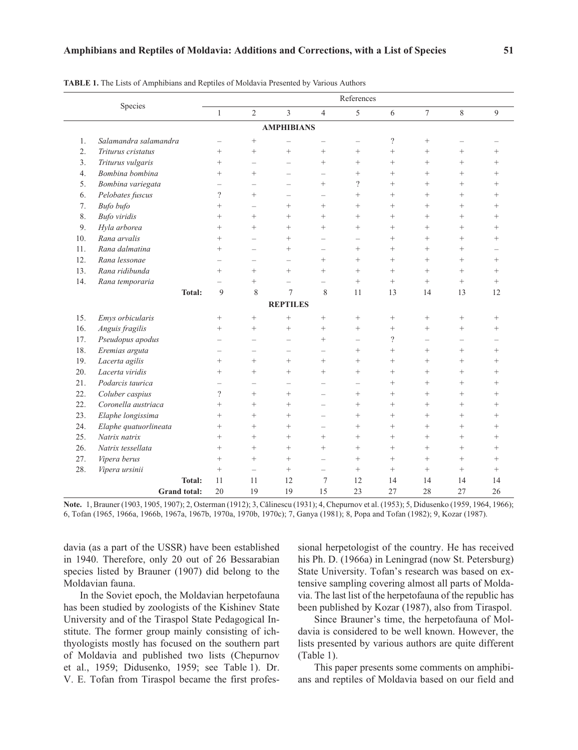**TABLE 1.** The Lists of Amphibians and Reptiles of Moldavia Presented by Various Authors

| | Species | References | | | | | | | | |
|---|---|---|---|---|---|---|---|---|---|---|
| | | 1 | 2 | 3 | 4 | 5 | 6 | 7 | 8 | 9 |
| | **AMPHIBIANS** | | | | | | | | | |
| 1. | *Salamandra salamandra* | – | + | – | – | – | ? | + | – | – |
| 2. | *Triturus cristatus* | + | + | + | + | + | + | + | + | + |
| 3. | *Triturus vulgaris* | + | – | – | + | + | + | + | + | + |
| 4. | *Bombina bombina* | + | + | – | – | + | + | + | + | + |
| 5. | *Bombina variegata* | – | – | – | + | ? | + | + | + | + |
| 6. | *Pelobates fuscus* | ? | + | – | – | + | + | + | + | + |
| 7. | *Bufo bufo* | + | – | + | + | + | + | + | + | + |
| 8. | *Bufo viridis* | + | + | + | + | + | + | + | + | + |
| 9. | *Hyla arborea* | + | + | + | + | + | + | + | + | + |
| 10. | *Rana arvalis* | + | – | + | – | – | + | + | + | + |
| 11. | *Rana dalmatina* | + | – | + | – | + | + | + | + | – |
| 12. | *Rana lessonae* | – | – | – | + | + | + | + | + | + |
| 13. | *Rana ridibunda* | + | + | + | + | + | + | + | + | + |
| 14. | *Rana temporaria* | – | + | – | – | + | + | + | + | + |
| | **Total:** | 9 | 8 | 7 | 8 | 11 | 13 | 14 | 13 | 12 |
| | **REPTILES** | | | | | | | | | |
| 15. | *Emys orbicularis* | + | + | + | + | + | + | + | + | + |
| 16. | *Anguis fragilis* | + | + | + | + | + | + | + | + | + |
| 17. | *Pseudopus apodus* | – | – | – | + | – | ? | – | – | – |
| 18. | *Eremias arguta* | – | – | – | – | + | + | + | + | + |
| 19. | *Lacerta agilis* | + | + | + | + | + | + | + | + | + |
| 20. | *Lacerta viridis* | + | + | + | + | + | + | + | + | + |
| 21. | *Podarcis taurica* | – | – | – | – | – | + | + | + | + |
| 22. | *Coluber caspius* | ? | + | + | – | + | + | + | + | + |
| 22. | *Coronella austriaca* | + | + | + | – | + | + | + | + | + |
| 23. | *Elaphe longissima* | + | + | + | – | + | + | + | + | + |
| 24. | *Elaphe quatuorlineata* | + | + | + | – | + | + | + | + | + |
| 25. | *Natrix natrix* | + | + | + | + | + | + | + | + | + |
| 26. | *Natrix tessellata* | + | + | + | + | + | + | + | + | + |
| 27. | *Vipera berus* | + | + | + | – | + | + | + | + | + |
| 28. | *Vipera ursinii* | + | – | + | – | + | + | + | + | + |
| | **Total:** | 11 | 11 | 12 | 7 | 12 | 14 | 14 | 14 | 14 |
| | **Grand total:** | 20 | 19 | 19 | 15 | 23 | 27 | 28 | 27 | 26 |

**Note.** 1, Brauner (1903, 1905, 1907); 2, Osterman (1912); 3, Călinescu (1931); 4, Chepurnov et al. (1953); 5, Didusenko (1959, 1964, 1966); 6, Tofan (1965, 1966a, 1966b, 1967a, 1967b, 1970a, 1970b, 1970c); 7, Ganya (1981); 8, Popa and Tofan (1982); 9, Kozar (1987).

davia (as a part of the USSR) have been established in 1940. Therefore, only 20 out of 26 Bessarabian species listed by Brauner (1907) did belong to the Moldavian fauna.

In the Soviet epoch, the Moldavian herpetofauna has been studied by zoologists of the Kishinev State University and of the Tiraspol State Pedagogical Institute. The former group mainly consisting of ichthyologists mostly has focused on the southern part of Moldavia and published two lists (Chepurnov et al., 1959; Didusenko, 1959; see Table 1). Dr. V. E. Tofan from Tiraspol became the first professional herpetologist of the country. He has received his Ph. D. (1966a) in Leningrad (now St. Petersburg) State University. Tofan's research was based on extensive sampling covering almost all parts of Moldavia. The last list of the herpetofauna of the republic has been published by Kozar (1987), also from Tiraspol.

Since Brauner's time, the herpetofauna of Moldavia is considered to be well known. However, the lists presented by various authors are quite different (Table 1).

This paper presents some comments on amphibians and reptiles of Moldavia based on our field and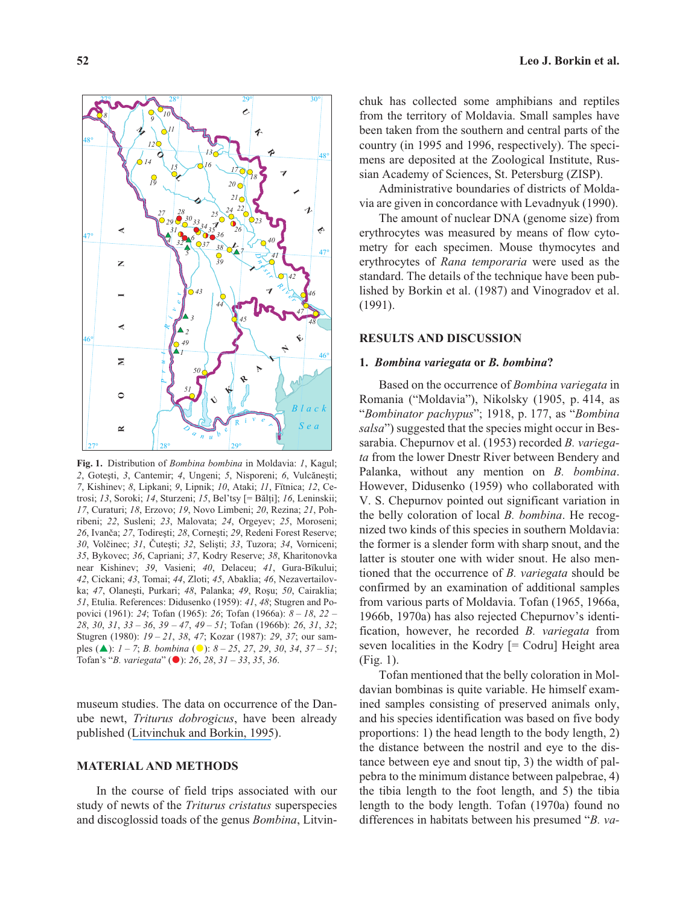**Fig. 1.** Distribution of *Bombina bombina* in Moldavia: *1*, Kagul; *2*, Goteşti, *3*, Cantemir; *4*, Ungeni; *5*, Nisporeni; *6*, Vulcăneşti; *7*, Kishinev; *8*, Lipkani; *9*, Lipnik; *10*, Ataki; *11*, Fĭtnica; *12*, Cetrosi; *13*, Soroki; *14*, Sturzeni; *15*, Bel'tsy [= Bălţi]; *16*, Leninskii; *17*, Curaturi; *18*, Erzovo; *19*, Novo Limbeni; *20*, Rezina; *21*, Pohribeni; *22*, Susleni; *23*, Malovata; *24*, Orgeyev; *25*, Moroseni; *26*, Ivanča; *27*, Todireşti; *28*, Corneşti; *29*, Redeni Forest Reserve; *30*, Volčinec; *31*, Čuteşti; *32*, Selişti; *33*, Tuzora; *34*, Vorniceni; *35*, Bykovec; *36*, Capriani; *37*, Kodry Reserve; *38*, Kharitonovka near Kishinev; *39*, Vasieni; *40*, Delaceu; *41*, Gura-Bĭkului; *42*, Cickani; *43*, Tomai; *44*, Zloti; *45*, Abaklia; *46*, Nezavertailovka; *47*, Olaneşti, Purkari; *48*, Palanka; *49*, Roşu; *50*, Cairaklia; *51*, Etulia. References: Didusenko (1959): *41*, *48*; Stugren and Popovici (1961): *24*; Tofan (1965): *26*; Tofan (1966a): *8* – *18*, *22* – *28*, *30*, *31*, *33* – *36*, *39* – *47*, *49* – *51*; Tofan (1966b): *26*, *31*, *32*; Stugren (1980): *19* – *21*, *38*, *47*; Kozar (1987): *29*, *37*; our samples (▲): *1* – *7*; *B. bombina* (●): *8* – *25*, *27*, *29*, *30*, *34*, *37* – *51*; Tofan's "*B. variegata*" (●): *26*, *28*, *31* – *33*, *35*, *36*.

museum studies. The data on occurrence of the Danube newt, *Triturus dobrogicus*, have been already published (Litvinchuk and Borkin, 1995).

## MATERIAL AND METHODS

In the course of field trips associated with our study of newts of the *Triturus cristatus* superspecies and discoglossid toads of the genus *Bombina*, Litvinchuk has collected some amphibians and reptiles from the territory of Moldavia. Small samples have been taken from the southern and central parts of the country (in 1995 and 1996, respectively). The specimens are deposited at the Zoological Institute, Russian Academy of Sciences, St. Petersburg (ZISP).

Administrative boundaries of districts of Moldavia are given in concordance with Levadnyuk (1990).

The amount of nuclear DNA (genome size) from erythrocytes was measured by means of flow cytometry for each specimen. Mouse thymocytes and erythrocytes of *Rana temporaria* were used as the standard. The details of the technique have been published by Borkin et al. (1987) and Vinogradov et al. (1991).

## RESULTS AND DISCUSSION

### 1. *Bombina variegata* or *B. bombina*?

Based on the occurrence of *Bombina variegata* in Romania ("Moldavia"), Nikolsky (1905, p. 414, as "*Bombinator pachypus*"; 1918, p. 177, as "*Bombina salsa*") suggested that the species might occur in Bessarabia. Chepurnov et al. (1953) recorded *B. variegata* from the lower Dnestr River between Bendery and Palanka, without any mention on *B. bombina*. However, Didusenko (1959) who collaborated with V. S. Chepurnov pointed out significant variation in the belly coloration of local *B. bombina*. He recognized two kinds of this species in southern Moldavia: the former is a slender form with sharp snout, and the latter is stouter one with wider snout. He also mentioned that the occurrence of *B. variegata* should be confirmed by an examination of additional samples from various parts of Moldavia. Tofan (1965, 1966a, 1966b, 1970a) has also rejected Chepurnov's identification, however, he recorded *B. variegata* from seven localities in the Kodry [= Codru] Height area (Fig. 1).

Tofan mentioned that the belly coloration in Moldavian bombinas is quite variable. He himself examined samples consisting of preserved animals only, and his species identification was based on five body proportions: 1) the head length to the body length, 2) the distance between the nostril and eye to the distance between eye and snout tip, 3) the width of palpebra to the minimum distance between palpebrae, 4) the tibia length to the foot length, and 5) the tibia length to the body length. Tofan (1970a) found no differences in habitats between his presumed "*B. va-*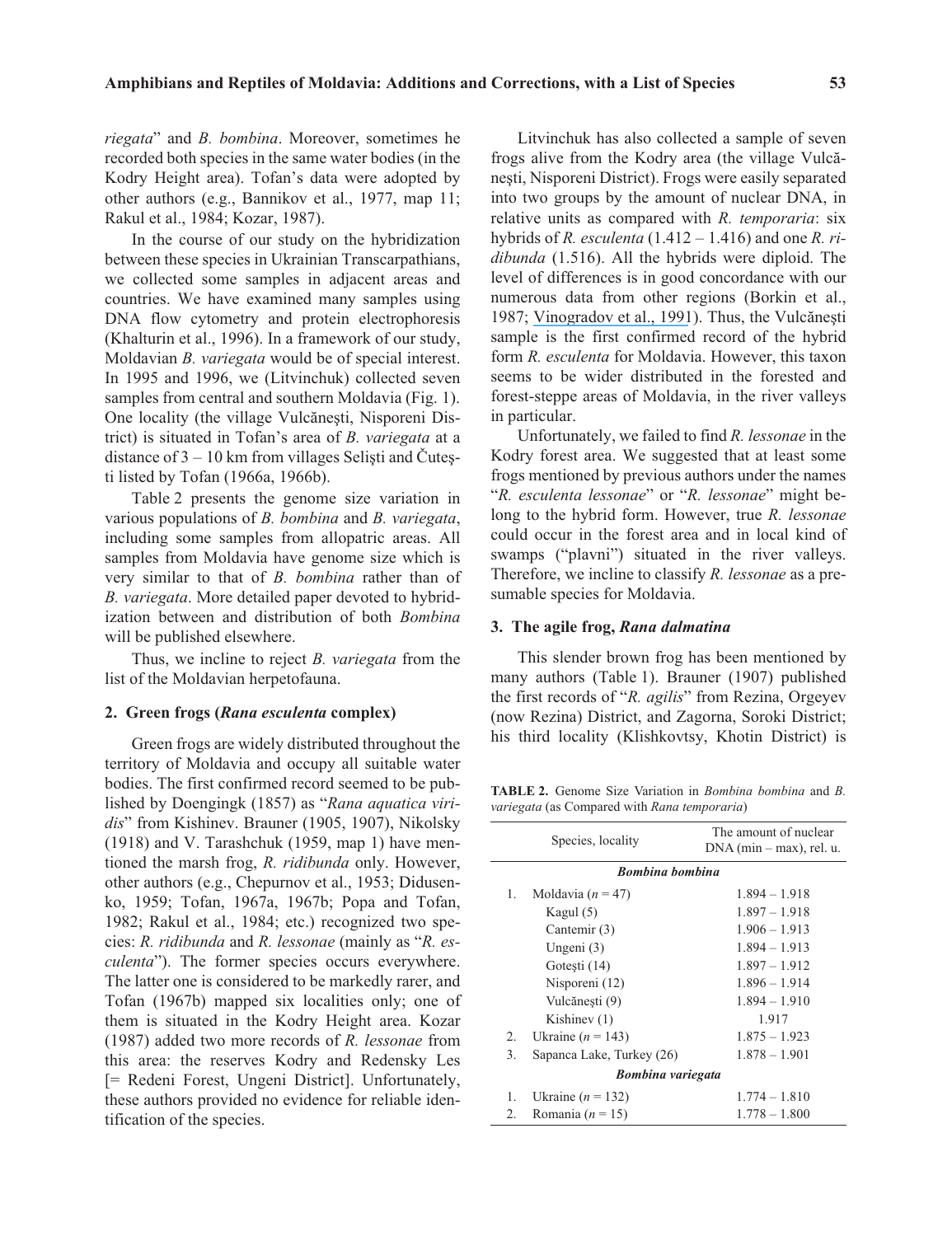*riegata*" and *B. bombina*. Moreover, sometimes he recorded both species in the same water bodies (in the Kodry Height area). Tofan's data were adopted by other authors (e.g., Bannikov et al., 1977, map 11; Rakul et al., 1984; Kozar, 1987).

In the course of our study on the hybridization between these species in Ukrainian Transcarpathians, we collected some samples in adjacent areas and countries. We have examined many samples using DNA flow cytometry and protein electrophoresis (Khalturin et al., 1996). In a framework of our study, Moldavian *B. variegata* would be of special interest. In 1995 and 1996, we (Litvinchuk) collected seven samples from central and southern Moldavia (Fig. 1). One locality (the village Vulcăneşti, Nisporeni District) is situated in Tofan's area of *B. variegata* at a distance of 3 – 10 km from villages Selişti and Čuteşti listed by Tofan (1966a, 1966b).

Table 2 presents the genome size variation in various populations of *B. bombina* and *B. variegata*, including some samples from allopatric areas. All samples from Moldavia have genome size which is very similar to that of *B. bombina* rather than of *B. variegata*. More detailed paper devoted to hybridization between and distribution of both *Bombina* will be published elsewhere.

Thus, we incline to reject *B. variegata* from the list of the Moldavian herpetofauna.

## 2. Green frogs (*Rana esculenta* complex)

Green frogs are widely distributed throughout the territory of Moldavia and occupy all suitable water bodies. The first confirmed record seemed to be published by Doengingk (1857) as "*Rana aquatica viridis*" from Kishinev. Brauner (1905, 1907), Nikolsky (1918) and V. Tarashchuk (1959, map 1) have mentioned the marsh frog, *R. ridibunda* only. However, other authors (e.g., Chepurnov et al., 1953; Didusenko, 1959; Tofan, 1967a, 1967b; Popa and Tofan, 1982; Rakul et al., 1984; etc.) recognized two species: *R. ridibunda* and *R. lessonae* (mainly as "*R. esculenta*"). The former species occurs everywhere. The latter one is considered to be markedly rarer, and Tofan (1967b) mapped six localities only; one of them is situated in the Kodry Height area. Kozar (1987) added two more records of *R. lessonae* from this area: the reserves Kodry and Redensky Les [= Redeni Forest, Ungeni District]. Unfortunately, these authors provided no evidence for reliable identification of the species.

Litvinchuk has also collected a sample of seven frogs alive from the Kodry area (the village Vulcăneşti, Nisporeni District). Frogs were easily separated into two groups by the amount of nuclear DNA, in relative units as compared with *R. temporaria*: six hybrids of *R. esculenta* (1.412 – 1.416) and one *R. ridibunda* (1.516). All the hybrids were diploid. The level of differences is in good concordance with our numerous data from other regions (Borkin et al., 1987; Vinogradov et al., 1991). Thus, the Vulcăneşti sample is the first confirmed record of the hybrid form *R. esculenta* for Moldavia. However, this taxon seems to be wider distributed in the forested and forest-steppe areas of Moldavia, in the river valleys in particular.

Unfortunately, we failed to find *R. lessonae* in the Kodry forest area. We suggested that at least some frogs mentioned by previous authors under the names "*R. esculenta lessonae*" or "*R. lessonae*" might belong to the hybrid form. However, true *R. lessonae* could occur in the forest area and in local kind of swamps ("plavni") situated in the river valleys. Therefore, we incline to classify *R. lessonae* as a presumable species for Moldavia.

## 3. The agile frog, *Rana dalmatina*

This slender brown frog has been mentioned by many authors (Table 1). Brauner (1907) published the first records of "*R. agilis*" from Rezina, Orgeyev (now Rezina) District, and Zagorna, Soroki District; his third locality (Klishkovtsy, Khotin District) is

**TABLE 2.** Genome Size Variation in *Bombina bombina* and *B. variegata* (as Compared with *Rana temporaria*)

| | Species, locality | The amount of nuclear DNA (min – max), rel. u. |
|---|---|---|
| | ***Bombina bombina*** | |
| 1. | Moldavia ($n = 47$) | 1.894 – 1.918 |
| | Kagul (5) | 1.897 – 1.918 |
| | Cantemir (3) | 1.906 – 1.913 |
| | Ungeni (3) | 1.894 – 1.913 |
| | Goteşti (14) | 1.897 – 1.912 |
| | Nisporeni (12) | 1.896 – 1.914 |
| | Vulcăneşti (9) | 1.894 – 1.910 |
| | Kishinev (1) | 1.917 |
| 2. | Ukraine ($n = 143$) | 1.875 – 1.923 |
| 3. | Sapanca Lake, Turkey (26) | 1.878 – 1.901 |
| | ***Bombina variegata*** | |
| 1. | Ukraine ($n = 132$) | 1.774 – 1.810 |
| 2. | Romania ($n = 15$) | 1.778 – 1.800 |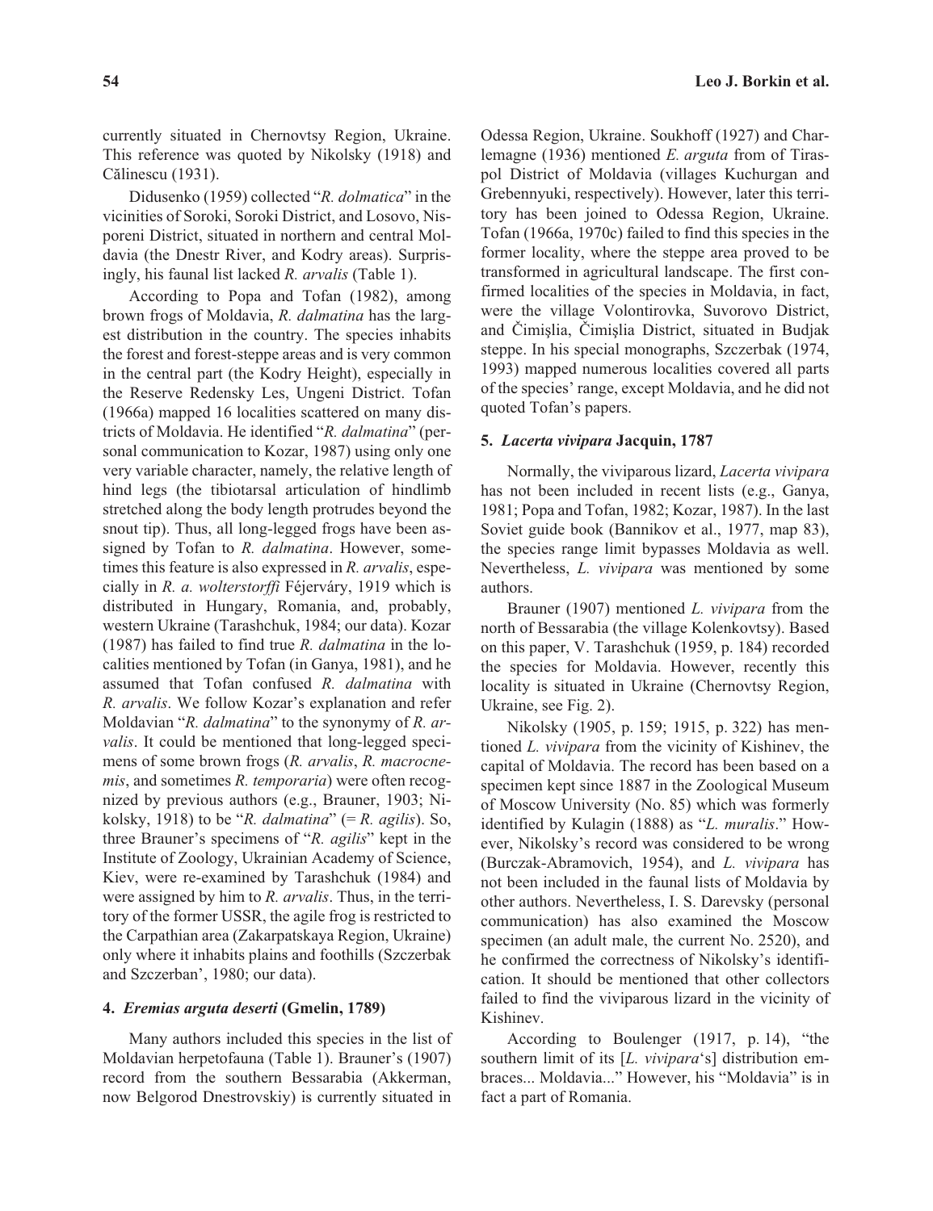currently situated in Chernovtsy Region, Ukraine. This reference was quoted by Nikolsky (1918) and Călinescu (1931).

Didusenko (1959) collected "*R. dolmatica*" in the vicinities of Soroki, Soroki District, and Losovo, Nisporeni District, situated in northern and central Moldavia (the Dnestr River, and Kodry areas). Surprisingly, his faunal list lacked *R. arvalis* (Table 1).

According to Popa and Tofan (1982), among brown frogs of Moldavia, *R. dalmatina* has the largest distribution in the country. The species inhabits the forest and forest-steppe areas and is very common in the central part (the Kodry Height), especially in the Reserve Redensky Les, Ungeni District. Tofan (1966a) mapped 16 localities scattered on many districts of Moldavia. He identified "*R. dalmatina*" (personal communication to Kozar, 1987) using only one very variable character, namely, the relative length of hind legs (the tibiotarsal articulation of hindlimb stretched along the body length protrudes beyond the snout tip). Thus, all long-legged frogs have been assigned by Tofan to *R. dalmatina*. However, sometimes this feature is also expressed in *R. arvalis*, especially in *R. a. wolterstorffi* Féjerváry, 1919 which is distributed in Hungary, Romania, and, probably, western Ukraine (Tarashchuk, 1984; our data). Kozar (1987) has failed to find true *R. dalmatina* in the localities mentioned by Tofan (in Ganya, 1981), and he assumed that Tofan confused *R. dalmatina* with *R. arvalis*. We follow Kozar's explanation and refer Moldavian "*R. dalmatina*" to the synonymy of *R. arvalis*. It could be mentioned that long-legged specimens of some brown frogs (*R. arvalis*, *R. macrocnemis*, and sometimes *R. temporaria*) were often recognized by previous authors (e.g., Brauner, 1903; Nikolsky, 1918) to be "*R. dalmatina*" (= *R. agilis*). So, three Brauner's specimens of "*R. agilis*" kept in the Institute of Zoology, Ukrainian Academy of Science, Kiev, were re-examined by Tarashchuk (1984) and were assigned by him to *R. arvalis*. Thus, in the territory of the former USSR, the agile frog is restricted to the Carpathian area (Zakarpatskaya Region, Ukraine) only where it inhabits plains and foothills (Szczerbak and Szczerban', 1980; our data).

## 4. *Eremias arguta deserti* (Gmelin, 1789)

Many authors included this species in the list of Moldavian herpetofauna (Table 1). Brauner's (1907) record from the southern Bessarabia (Akkerman, now Belgorod Dnestrovskiy) is currently situated in Odessa Region, Ukraine. Soukhoff (1927) and Charlemagne (1936) mentioned *E. arguta* from of Tiraspol District of Moldavia (villages Kuchurgan and Grebennyuki, respectively). However, later this territory has been joined to Odessa Region, Ukraine. Tofan (1966a, 1970c) failed to find this species in the former locality, where the steppe area proved to be transformed in agricultural landscape. The first confirmed localities of the species in Moldavia, in fact, were the village Volontirovka, Suvorovo District, and Čimişlia, Čimişlia District, situated in Budjak steppe. In his special monographs, Szczerbak (1974, 1993) mapped numerous localities covered all parts of the species' range, except Moldavia, and he did not quoted Tofan's papers.

## 5. *Lacerta vivipara* Jacquin, 1787

Normally, the viviparous lizard, *Lacerta vivipara* has not been included in recent lists (e.g., Ganya, 1981; Popa and Tofan, 1982; Kozar, 1987). In the last Soviet guide book (Bannikov et al., 1977, map 83), the species range limit bypasses Moldavia as well. Nevertheless, *L. vivipara* was mentioned by some authors.

Brauner (1907) mentioned *L. vivipara* from the north of Bessarabia (the village Kolenkovtsy). Based on this paper, V. Tarashchuk (1959, p. 184) recorded the species for Moldavia. However, recently this locality is situated in Ukraine (Chernovtsy Region, Ukraine, see Fig. 2).

Nikolsky (1905, p. 159; 1915, p. 322) has mentioned *L. vivipara* from the vicinity of Kishinev, the capital of Moldavia. The record has been based on a specimen kept since 1887 in the Zoological Museum of Moscow University (No. 85) which was formerly identified by Kulagin (1888) as "*L. muralis*." However, Nikolsky's record was considered to be wrong (Burczak-Abramovich, 1954), and *L. vivipara* has not been included in the faunal lists of Moldavia by other authors. Nevertheless, I. S. Darevsky (personal communication) has also examined the Moscow specimen (an adult male, the current No. 2520), and he confirmed the correctness of Nikolsky's identification. It should be mentioned that other collectors failed to find the viviparous lizard in the vicinity of Kishinev.

According to Boulenger (1917, p. 14), "the southern limit of its [*L. vivipara*'s] distribution embraces... Moldavia..." However, his "Moldavia" is in fact a part of Romania.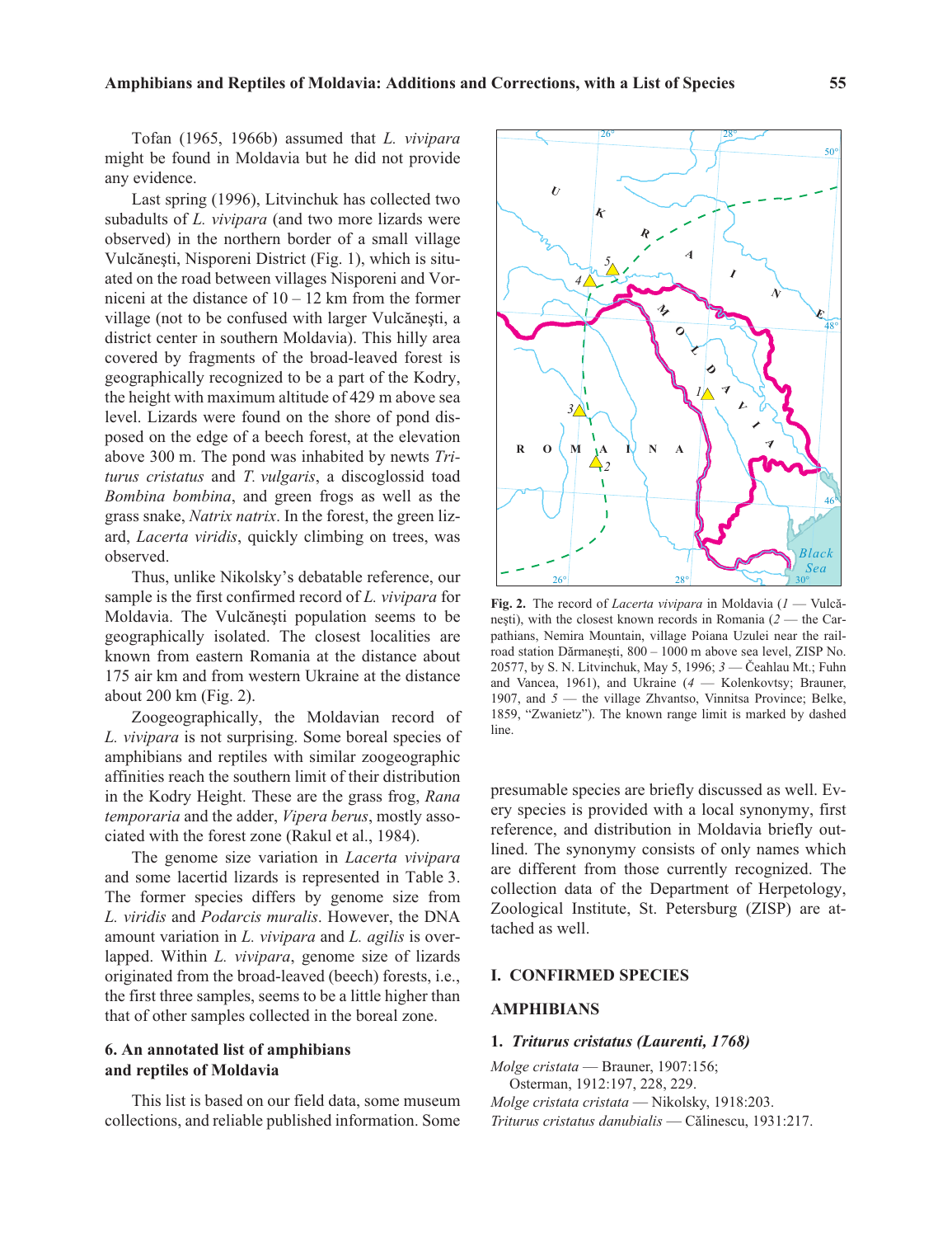Tofan (1965, 1966b) assumed that *L. vivipara* might be found in Moldavia but he did not provide any evidence.

Last spring (1996), Litvinchuk has collected two subadults of *L. vivipara* (and two more lizards were observed) in the northern border of a small village Vulcăneşti, Nisporeni District (Fig. 1), which is situated on the road between villages Nisporeni and Vorniceni at the distance of 10 – 12 km from the former village (not to be confused with larger Vulcăneşti, a district center in southern Moldavia). This hilly area covered by fragments of the broad-leaved forest is geographically recognized to be a part of the Kodry, the height with maximum altitude of 429 m above sea level. Lizards were found on the shore of pond disposed on the edge of a beech forest, at the elevation above 300 m. The pond was inhabited by newts *Triturus cristatus* and *T. vulgaris*, a discoglossid toad *Bombina bombina*, and green frogs as well as the grass snake, *Natrix natrix*. In the forest, the green lizard, *Lacerta viridis*, quickly climbing on trees, was observed.

Thus, unlike Nikolsky's debatable reference, our sample is the first confirmed record of *L. vivipara* for Moldavia. The Vulcăneşti population seems to be geographically isolated. The closest localities are known from eastern Romania at the distance about 175 air km and from western Ukraine at the distance about 200 km (Fig. 2).

Zoogeographically, the Moldavian record of *L. vivipara* is not surprising. Some boreal species of amphibians and reptiles with similar zoogeographic affinities reach the southern limit of their distribution in the Kodry Height. These are the grass frog, *Rana temporaria* and the adder, *Vipera berus*, mostly associated with the forest zone (Rakul et al., 1984).

The genome size variation in *Lacerta vivipara* and some lacertid lizards is represented in Table 3. The former species differs by genome size from *L. viridis* and *Podarcis muralis*. However, the DNA amount variation in *L. vivipara* and *L. agilis* is overlapped. Within *L. vivipara*, genome size of lizards originated from the broad-leaved (beech) forests, i.e., the first three samples, seems to be a little higher than that of other samples collected in the boreal zone.

**Fig. 2.** The record of *Lacerta vivipara* in Moldavia (*1* — Vulcăneşti), with the closest known records in Romania (*2* — the Carpathians, Nemira Mountain, village Poiana Uzulei near the railroad station Dărmaneşti, 800 – 1000 m above sea level, ZISP No. 20577, by S. N. Litvinchuk, May 5, 1996; *3* — Čeahlau Mt.; Fuhn and Vancea, 1961), and Ukraine (*4* — Kolenkovtsy; Brauner, 1907, and *5* — the village Zhvantso, Vinnitsa Province; Belke, 1859, "Zwanietz"). The known range limit is marked by dashed line.

## 6. An annotated list of amphibians and reptiles of Moldavia

This list is based on our field data, some museum collections, and reliable published information. Some presumable species are briefly discussed as well. Every species is provided with a local synonymy, first reference, and distribution in Moldavia briefly outlined. The synonymy consists of only names which are different from those currently recognized. The collection data of the Department of Herpetology, Zoological Institute, St. Petersburg (ZISP) are attached as well.

## I. CONFIRMED SPECIES

### AMPHIBIANS

#### 1. *Triturus cristatus (Laurenti, 1768)*

*Molge cristata* — Brauner, 1907:156;
Osterman, 1912:197, 228, 229.
*Molge cristata cristata* — Nikolsky, 1918:203.
*Triturus cristatus danubialis* — Călinescu, 1931:217.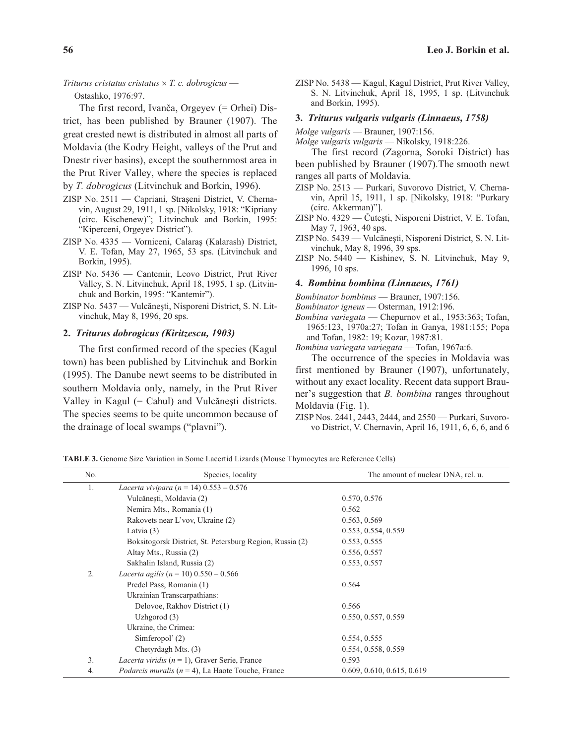*Triturus cristatus cristatus* × *T. c. dobrogicus* — Ostashko, 1976:97.

The first record, Ivanča, Orgeyev (= Orhei) District, has been published by Brauner (1907). The great crested newt is distributed in almost all parts of Moldavia (the Kodry Height, valleys of the Prut and Dnestr river basins), except the southernmost area in the Prut River Valley, where the species is replaced by *T. dobrogicus* (Litvinchuk and Borkin, 1996).

ZISP No. 2511 — Capriani, Straşeni District, V. Chernavin, August 29, 1911, 1 sp. [Nikolsky, 1918: "Kipriany (circ. Kischenew)"; Litvinchuk and Borkin, 1995: "Kiperceni, Orgeyev District").

ZISP No. 4335 — Vorniceni, Calaraş (Kalarash) District, V. E. Tofan, May 27, 1965, 53 sps. (Litvinchuk and Borkin, 1995).

ZISP No. 5436 — Cantemir, Leovo District, Prut River Valley, S. N. Litvinchuk, April 18, 1995, 1 sp. (Litvinchuk and Borkin, 1995: "Kantemir").

ZISP No. 5437 — Vulcăneşti, Nisporeni District, S. N. Litvinchuk, May 8, 1996, 20 sps.

### 2. *Triturus dobrogicus (Kiritzescu, 1903)*

The first confirmed record of the species (Kagul town) has been published by Litvinchuk and Borkin (1995). The Danube newt seems to be distributed in southern Moldavia only, namely, in the Prut River Valley in Kagul (= Cahul) and Vulcăneşti districts. The species seems to be quite uncommon because of the drainage of local swamps ("plavni").

ZISP No. 5438 — Kagul, Kagul District, Prut River Valley, S. N. Litvinchuk, April 18, 1995, 1 sp. (Litvinchuk and Borkin, 1995).

### 3. *Triturus vulgaris vulgaris (Linnaeus, 1758)*

*Molge vulgaris* — Brauner, 1907:156.
*Molge vulgaris vulgaris* — Nikolsky, 1918:226.

The first record (Zagorna, Soroki District) has been published by Brauner (1907).The smooth newt ranges all parts of Moldavia.

ZISP No. 2513 — Purkari, Suvorovo District, V. Chernavin, April 15, 1911, 1 sp. [Nikolsky, 1918: "Purkary (circ. Akkerman)"].

ZISP No. 4329 — Čuteşti, Nisporeni District, V. E. Tofan, May 7, 1963, 40 sps.

ZISP No. 5439 — Vulcăneşti, Nisporeni District, S. N. Litvinchuk, May 8, 1996, 39 sps.

ZISP No. 5440 — Kishinev, S. N. Litvinchuk, May 9, 1996, 10 sps.

### 4. *Bombina bombina (Linnaeus, 1761)*

*Bombinator bombinus* — Brauner, 1907:156.
*Bombinator igneus* — Osterman, 1912:196.
*Bombina variegata* — Chepurnov et al., 1953:363; Tofan, 1965:123, 1970a:27; Tofan in Ganya, 1981:155; Popa and Tofan, 1982: 19; Kozar, 1987:81.
*Bombina variegata variegata* — Tofan, 1967a:6.

The occurrence of the species in Moldavia was first mentioned by Brauner (1907), unfortunately, without any exact locality. Recent data support Brauner's suggestion that *B. bombina* ranges throughout Moldavia (Fig. 1).

ZISP Nos. 2441, 2443, 2444, and 2550 — Purkari, Suvorovo District, V. Chernavin, April 16, 1911, 6, 6, 6, and 6

**TABLE 3.** Genome Size Variation in Some Lacertid Lizards (Mouse Thymocytes are Reference Cells)

| No. | Species, locality | The amount of nuclear DNA, rel. u. |
|---|---|---|
| 1. | *Lacerta vivipara* ($n$ = 14) 0.553 – 0.576 | |
| | Vulcăneşti, Moldavia (2) | 0.570, 0.576 |
| | Nemira Mts., Romania (1) | 0.562 |
| | Rakovets near L'vov, Ukraine (2) | 0.563, 0.569 |
| | Latvia (3) | 0.553, 0.554, 0.559 |
| | Boksitogorsk District, St. Petersburg Region, Russia (2) | 0.553, 0.555 |
| | Altay Mts., Russia (2) | 0.556, 0.557 |
| | Sakhalin Island, Russia (2) | 0.553, 0.557 |
| 2. | *Lacerta agilis* ($n$ = 10) 0.550 – 0.566 | |
| | Predel Pass, Romania (1) | 0.564 |
| | Ukrainian Transcarpathians: | |
| | Delovoe, Rakhov District (1) | 0.566 |
| | Uzhgorod (3) | 0.550, 0.557, 0.559 |
| | Ukraine, the Crimea: | |
| | Simferopol' (2) | 0.554, 0.555 |
| | Chetyrdagh Mts. (3) | 0.554, 0.558, 0.559 |
| 3. | *Lacerta viridis* ($n$ = 1), Graver Serie, France | 0.593 |
| 4. | *Podarcis muralis* ($n$ = 4), La Haote Touche, France | 0.609, 0.610, 0.615, 0.619 |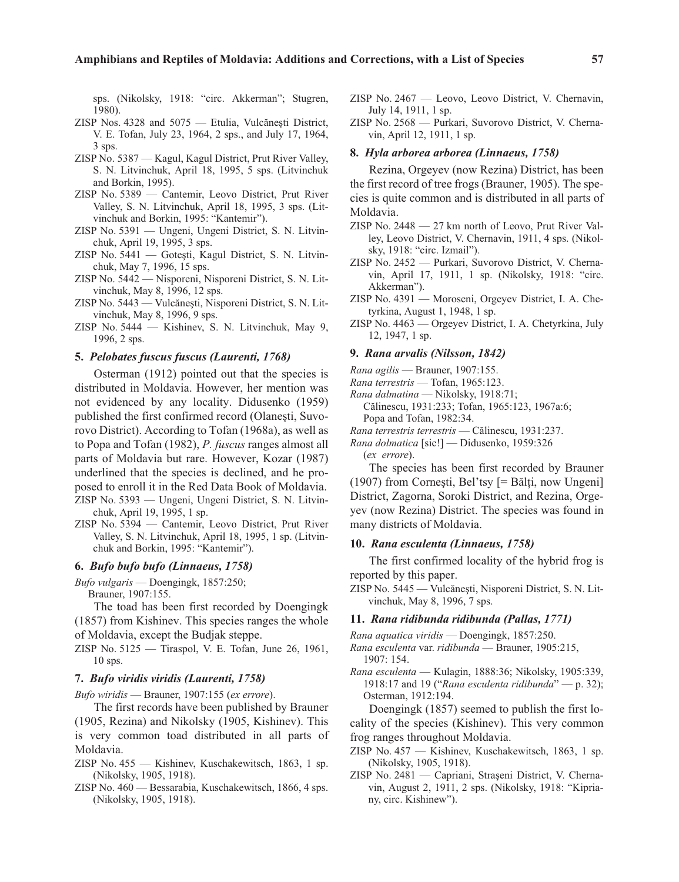sps. (Nikolsky, 1918: "circ. Akkerman"; Stugren, 1980).

ZISP Nos. 4328 and 5075 — Etulia, Vulcăneşti District, V. E. Tofan, July 23, 1964, 2 sps., and July 17, 1964, 3 sps.

ZISP No. 5387 — Kagul, Kagul District, Prut River Valley, S. N. Litvinchuk, April 18, 1995, 5 sps. (Litvinchuk and Borkin, 1995).

ZISP No. 5389 — Cantemir, Leovo District, Prut River Valley, S. N. Litvinchuk, April 18, 1995, 3 sps. (Litvinchuk and Borkin, 1995: "Kantemir").

ZISP No. 5391 — Ungeni, Ungeni District, S. N. Litvinchuk, April 19, 1995, 3 sps.

ZISP No. 5441 — Goteşti, Kagul District, S. N. Litvinchuk, May 7, 1996, 15 sps.

ZISP No. 5442 — Nisporeni, Nisporeni District, S. N. Litvinchuk, May 8, 1996, 12 sps.

ZISP No. 5443 — Vulcăneşti, Nisporeni District, S. N. Litvinchuk, May 8, 1996, 9 sps.

ZISP No. 5444 — Kishinev, S. N. Litvinchuk, May 9, 1996, 2 sps.

### 5. *Pelobates fuscus fuscus (Laurenti, 1768)*

Osterman (1912) pointed out that the species is distributed in Moldavia. However, her mention was not evidenced by any locality. Didusenko (1959) published the first confirmed record (Olaneşti, Suvorovo District). According to Tofan (1968a), as well as to Popa and Tofan (1982), *P. fuscus* ranges almost all parts of Moldavia but rare. However, Kozar (1987) underlined that the species is declined, and he proposed to enroll it in the Red Data Book of Moldavia.

ZISP No. 5393 — Ungeni, Ungeni District, S. N. Litvinchuk, April 19, 1995, 1 sp.

ZISP No. 5394 — Cantemir, Leovo District, Prut River Valley, S. N. Litvinchuk, April 18, 1995, 1 sp. (Litvinchuk and Borkin, 1995: "Kantemir").

### 6. *Bufo bufo bufo (Linnaeus, 1758)*

*Bufo vulgaris* — Doengingk, 1857:250; Brauner, 1907:155.

The toad has been first recorded by Doengingk (1857) from Kishinev. This species ranges the whole of Moldavia, except the Budjak steppe.

ZISP No. 5125 — Tiraspol, V. E. Tofan, June 26, 1961, 10 sps.

### 7. *Bufo viridis viridis (Laurenti, 1758)*

*Bufo wiridis* — Brauner, 1907:155 (*ex errore*).

The first records have been published by Brauner (1905, Rezina) and Nikolsky (1905, Kishinev). This is very common toad distributed in all parts of Moldavia.

ZISP No. 455 — Kishinev, Kuschakewitsch, 1863, 1 sp. (Nikolsky, 1905, 1918).

ZISP No. 460 — Bessarabia, Kuschakewitsch, 1866, 4 sps. (Nikolsky, 1905, 1918).

ZISP No. 2467 — Leovo, Leovo District, V. Chernavin, July 14, 1911, 1 sp.

ZISP No. 2568 — Purkari, Suvorovo District, V. Chernavin, April 12, 1911, 1 sp.

### 8. *Hyla arborea arborea (Linnaeus, 1758)*

Rezina, Orgeyev (now Rezina) District, has been the first record of tree frogs (Brauner, 1905). The species is quite common and is distributed in all parts of Moldavia.

ZISP No. 2448 — 27 km north of Leovo, Prut River Valley, Leovo District, V. Chernavin, 1911, 4 sps. (Nikolsky, 1918: "circ. Izmail").

ZISP No. 2452 — Purkari, Suvorovo District, V. Chernavin, April 17, 1911, 1 sp. (Nikolsky, 1918: "circ. Akkerman").

ZISP No. 4391 — Moroseni, Orgeyev District, I. A. Chetyrkina, August 1, 1948, 1 sp.

ZISP No. 4463 — Orgeyev District, I. A. Chetyrkina, July 12, 1947, 1 sp.

### 9. *Rana arvalis (Nilsson, 1842)*

*Rana agilis* — Brauner, 1907:155.
*Rana terrestris* — Tofan, 1965:123.
*Rana dalmatina* — Nikolsky, 1918:71; Călinescu, 1931:233; Tofan, 1965:123, 1967a:6; Popa and Tofan, 1982:34.
*Rana terrestris terrestris* — Călinescu, 1931:237.
*Rana dolmatica* [sic!] — Didusenko, 1959:326 (*ex errore*).

The species has been first recorded by Brauner (1907) from Corneşti, Bel'tsy [= Bălți, now Ungeni] District, Zagorna, Soroki District, and Rezina, Orgeyev (now Rezina) District. The species was found in many districts of Moldavia.

### 10. *Rana esculenta (Linnaeus, 1758)*

The first confirmed locality of the hybrid frog is reported by this paper.

ZISP No. 5445 — Vulcăneşti, Nisporeni District, S. N. Litvinchuk, May 8, 1996, 7 sps.

### 11. *Rana ridibunda ridibunda (Pallas, 1771)*

*Rana aquatica viridis* — Doengingk, 1857:250.
*Rana esculenta* var. *ridibunda* — Brauner, 1905:215, 1907: 154.
*Rana esculenta* — Kulagin, 1888:36; Nikolsky, 1905:339, 1918:17 and 19 ("*Rana esculenta ridibunda*" — p. 32); Osterman, 1912:194.

Doengingk (1857) seemed to publish the first locality of the species (Kishinev). This very common frog ranges throughout Moldavia.

ZISP No. 457 — Kishinev, Kuschakewitsch, 1863, 1 sp. (Nikolsky, 1905, 1918).

ZISP No. 2481 — Capriani, Straşeni District, V. Chernavin, August 2, 1911, 2 sps. (Nikolsky, 1918: "Kipriany, circ. Kishinew").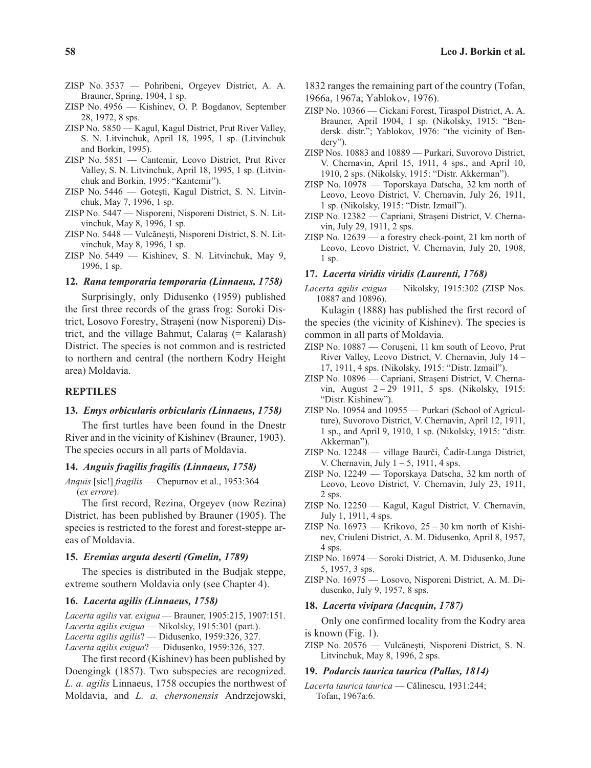ZISP No. 3537 — Pohribeni, Orgeyev District, A. A. Brauner, Spring, 1904, 1 sp.

ZISP No. 4956 — Kishinev, O. P. Bogdanov, September 28, 1972, 8 sps.

ZISP No. 5850 — Kagul, Kagul District, Prut River Valley, S. N. Litvinchuk, April 18, 1995, 1 sp. (Litvinchuk and Borkin, 1995).

ZISP No. 5851 — Cantemir, Leovo District, Prut River Valley, S. N. Litvinchuk, April 18, 1995, 1 sp. (Litvinchuk and Borkin, 1995: "Kantemir").

ZISP No. 5446 — Goteşti, Kagul District, S. N. Litvinchuk, May 7, 1996, 1 sp.

ZISP No. 5447 — Nisporeni, Nisporeni District, S. N. Litvinchuk, May 8, 1996, 1 sp.

ZISP No. 5448 — Vulcăneşti, Nisporeni District, S. N. Litvinchuk, May 8, 1996, 1 sp.

ZISP No. 5449 — Kishinev, S. N. Litvinchuk, May 9, 1996, 1 sp.

### 12. *Rana temporaria temporaria (Linnaeus, 1758)*

Surprisingly, only Didusenko (1959) published the first three records of the grass frog: Soroki District, Losovo Forestry, Straşeni (now Nisporeni) District, and the village Bahmut, Calaraş (= Kalarash) District. The species is not common and is restricted to northern and central (the northern Kodry Height area) Moldavia.

## REPTILES

### 13. *Emys orbicularis orbicularis (Linnaeus, 1758)*

The first turtles have been found in the Dnestr River and in the vicinity of Kishinev (Brauner, 1903). The species occurs in all parts of Moldavia.

### 14. *Anguis fragilis fragilis (Linnaeus, 1758)*

*Anquis* [sic!] *fragilis* — Chepurnov et al., 1953:364 (*ex errore*).

The first record, Rezina, Orgeyev (now Rezina) District, has been published by Brauner (1905). The species is restricted to the forest and forest-steppe areas of Moldavia.

### 15. *Eremias arguta deserti (Gmelin, 1789)*

The species is distributed in the Budjak steppe, extreme southern Moldavia only (see Chapter 4).

### 16. *Lacerta agilis (Linnaeus, 1758)*

*Lacerta agilis* var. *exigua* — Brauner, 1905:215, 1907:151.
*Lacerta agilis exigua* — Nikolsky, 1915:301 (part.).
*Lacerta agilis agilis*? — Didusenko, 1959:326, 327.
*Lacerta agilis exigua*? — Didusenko, 1959:326, 327.

The first record (Kishinev) has been published by Doengingk (1857). Two subspecies are recognized. *L. a. agilis* Linnaeus, 1758 occupies the northwest of Moldavia, and *L. a. chersonensis* Andrzejowski, 1832 ranges the remaining part of the country (Tofan, 1966a, 1967a; Yablokov, 1976).

ZISP No. 10366 — Cickani Forest, Tiraspol District, A. A. Brauner, April 1904, 1 sp. (Nikolsky, 1915: "Bendersk. distr."; Yablokov, 1976: "the vicinity of Bendery").

ZISP Nos. 10883 and 10889 — Purkari, Suvorovo District, V. Chernavin, April 15, 1911, 4 sps., and April 10, 1910, 2 sps. (Nikolsky, 1915: "Distr. Akkerman").

ZISP No. 10978 — Toporskaya Datscha, 32 km north of Leovo, Leovo District, V. Chernavin, July 26, 1911, 1 sp. (Nikolsky, 1915: "Distr. Izmail").

ZISP No. 12382 — Capriani, Straşeni District, V. Chernavin, July 29, 1911, 2 sps.

ZISP No. 12639 — a forestry check-point, 21 km north of Leovo, Leovo District, V. Chernavin, July 20, 1908, 1 sp.

### 17. *Lacerta viridis viridis (Laurenti, 1768)*

*Lacerta agilis exigua* — Nikolsky, 1915:302 (ZISP Nos. 10887 and 10896).

Kulagin (1888) has published the first record of the species (the vicinity of Kishinev). The species is common in all parts of Moldavia.

ZISP No. 10887 — Coruşeni, 11 km south of Leovo, Prut River Valley, Leovo District, V. Chernavin, July 14 – 17, 1911, 4 sps. (Nikolsky, 1915: "Distr. Izmail").

ZISP No. 10896 — Capriani, Straşeni District, V. Chernavin, August 2 – 29 1911, 5 sps. (Nikolsky, 1915: "Distr. Kishinew").

ZISP No. 10954 and 10955 — Purkari (School of Agriculture), Suvorovo District, V. Chernavin, April 12, 1911, 1 sp., and April 9, 1910, 1 sp. (Nikolsky, 1915: "distr. Akkerman").

ZISP No. 12248 — village Baurči, Čadîr-Lunga District, V. Chernavin, July 1 – 5, 1911, 4 sps.

ZISP No. 12249 — Toporskaya Datscha, 32 km north of Leovo, Leovo District, V. Chernavin, July 23, 1911, 2 sps.

ZISP No. 12250 — Kagul, Kagul District, V. Chernavin, July 1, 1911, 4 sps.

ZISP No. 16973 — Krikovo, 25 – 30 km north of Kishinev, Criuleni District, A. M. Didusenko, April 8, 1957, 4 sps.

ZISP No. 16974 — Soroki District, A. M. Didusenko, June 5, 1957, 3 sps.

ZISP No. 16975 — Losovo, Nisporeni District, A. M. Didusenko, July 9, 1957, 8 sps.

### 18. *Lacerta vivipara (Jacquin, 1787)*

Only one confirmed locality from the Kodry area is known (Fig. 1).

ZISP No. 20576 — Vulcăneşti, Nisporeni District, S. N. Litvinchuk, May 8, 1996, 2 sps.

### 19. *Podarcis taurica taurica (Pallas, 1814)*

*Lacerta taurica taurica* — Călinescu, 1931:244; Tofan, 1967a:6.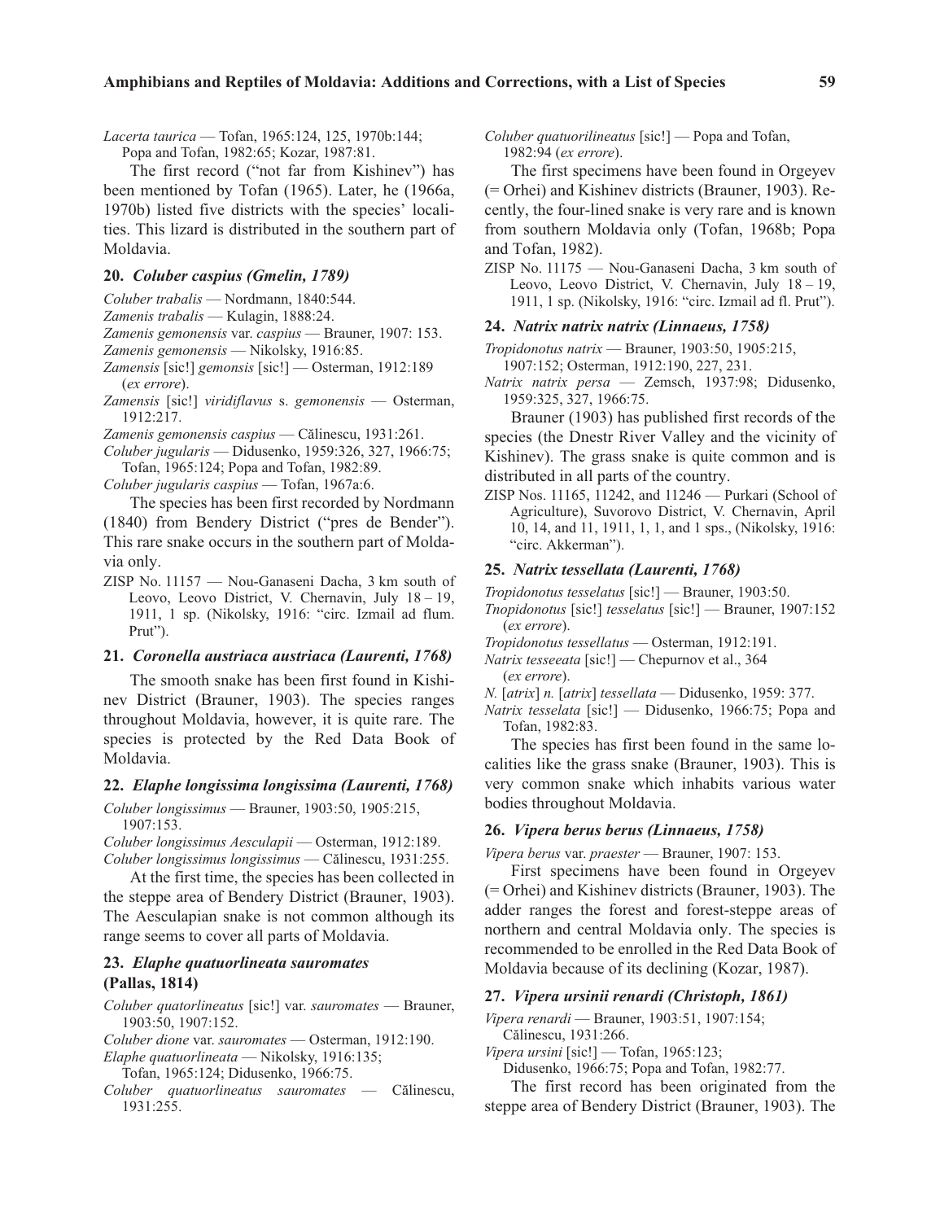*Lacerta taurica* — Tofan, 1965:124, 125, 1970b:144; Popa and Tofan, 1982:65; Kozar, 1987:81.

The first record ("not far from Kishinev") has been mentioned by Tofan (1965). Later, he (1966a, 1970b) listed five districts with the species' localities. This lizard is distributed in the southern part of Moldavia.

### 20. *Coluber caspius (Gmelin, 1789)*

*Coluber trabalis* — Nordmann, 1840:544.
*Zamenis trabalis* — Kulagin, 1888:24.
*Zamenis gemonensis* var. *caspius* — Brauner, 1907: 153.
*Zamenis gemonensis* — Nikolsky, 1916:85.
*Zamensis* [sic!] *gemonsis* [sic!] — Osterman, 1912:189 (*ex errore*).
*Zamensis* [sic!] *viridiflavus* s. *gemonensis* — Osterman, 1912:217.
*Zamenis gemonensis caspius* — Călinescu, 1931:261.
*Coluber jugularis* — Didusenko, 1959:326, 327, 1966:75; Tofan, 1965:124; Popa and Tofan, 1982:89.
*Coluber jugularis caspius* — Tofan, 1967a:6.

The species has been first recorded by Nordmann (1840) from Bendery District ("pres de Bender"). This rare snake occurs in the southern part of Moldavia only.

ZISP No. 11157 — Nou-Ganaseni Dacha, 3 km south of Leovo, Leovo District, V. Chernavin, July 18 – 19, 1911, 1 sp. (Nikolsky, 1916: "circ. Izmail ad flum. Prut").

### 21. *Coronella austriaca austriaca (Laurenti, 1768)*

The smooth snake has been first found in Kishinev District (Brauner, 1903). The species ranges throughout Moldavia, however, it is quite rare. The species is protected by the Red Data Book of Moldavia.

### 22. *Elaphe longissima longissima (Laurenti, 1768)*

*Coluber longissimus* — Brauner, 1903:50, 1905:215, 1907:153.
*Coluber longissimus Aesculapii* — Osterman, 1912:189.
*Coluber longissimus longissimus* — Călinescu, 1931:255.

At the first time, the species has been collected in the steppe area of Bendery District (Brauner, 1903). The Aesculapian snake is not common although its range seems to cover all parts of Moldavia.

### 23. *Elaphe quatuorlineata sauromates* (Pallas, 1814)

*Coluber quatorlineatus* [sic!] var. *sauromates* — Brauner, 1903:50, 1907:152.
*Coluber dione* var. *sauromates* — Osterman, 1912:190.
*Elaphe quatuorlineata* — Nikolsky, 1916:135; Tofan, 1965:124; Didusenko, 1966:75.
*Coluber quatuorlineatus sauromates* — Călinescu, 1931:255.
*Coluber quatuorilineatus* [sic!] — Popa and Tofan, 1982:94 (*ex errore*).

The first specimens have been found in Orgeyev (= Orhei) and Kishinev districts (Brauner, 1903). Recently, the four-lined snake is very rare and is known from southern Moldavia only (Tofan, 1968b; Popa and Tofan, 1982).

ZISP No. 11175 — Nou-Ganaseni Dacha, 3 km south of Leovo, Leovo District, V. Chernavin, July 18 – 19, 1911, 1 sp. (Nikolsky, 1916: "circ. Izmail ad fl. Prut").

### 24. *Natrix natrix natrix (Linnaeus, 1758)*

*Tropidonotus natrix* — Brauner, 1903:50, 1905:215, 1907:152; Osterman, 1912:190, 227, 231.
*Natrix natrix persa* — Zemsch, 1937:98; Didusenko, 1959:325, 327, 1966:75.

Brauner (1903) has published first records of the species (the Dnestr River Valley and the vicinity of Kishinev). The grass snake is quite common and is distributed in all parts of the country.

ZISP Nos. 11165, 11242, and 11246 — Purkari (School of Agriculture), Suvorovo District, V. Chernavin, April 10, 14, and 11, 1911, 1, 1, and 1 sps., (Nikolsky, 1916: "circ. Akkerman").

### 25. *Natrix tessellata (Laurenti, 1768)*

*Tropidonotus tesselatus* [sic!] — Brauner, 1903:50.
*Tnopidonotus* [sic!] *tesselatus* [sic!] — Brauner, 1907:152 (*ex errore*).
*Tropidonotus tessellatus* — Osterman, 1912:191.
*Natrix tesseeata* [sic!] — Chepurnov et al., 364 (*ex errore*).
*N.* [*atrix*] *n.* [*atrix*] *tessellata* — Didusenko, 1959: 377.
*Natrix tesselata* [sic!] — Didusenko, 1966:75; Popa and Tofan, 1982:83.

The species has first been found in the same localities like the grass snake (Brauner, 1903). This is very common snake which inhabits various water bodies throughout Moldavia.

### 26. *Vipera berus berus (Linnaeus, 1758)*

*Vipera berus* var. *praester* — Brauner, 1907: 153.

First specimens have been found in Orgeyev (= Orhei) and Kishinev districts (Brauner, 1903). The adder ranges the forest and forest-steppe areas of northern and central Moldavia only. The species is recommended to be enrolled in the Red Data Book of Moldavia because of its declining (Kozar, 1987).

### 27. *Vipera ursinii renardi (Christoph, 1861)*

*Vipera renardi* — Brauner, 1903:51, 1907:154; Călinescu, 1931:266.
*Vipera ursini* [sic!] — Tofan, 1965:123; Didusenko, 1966:75; Popa and Tofan, 1982:77.

The first record has been originated from the steppe area of Bendery District (Brauner, 1903). The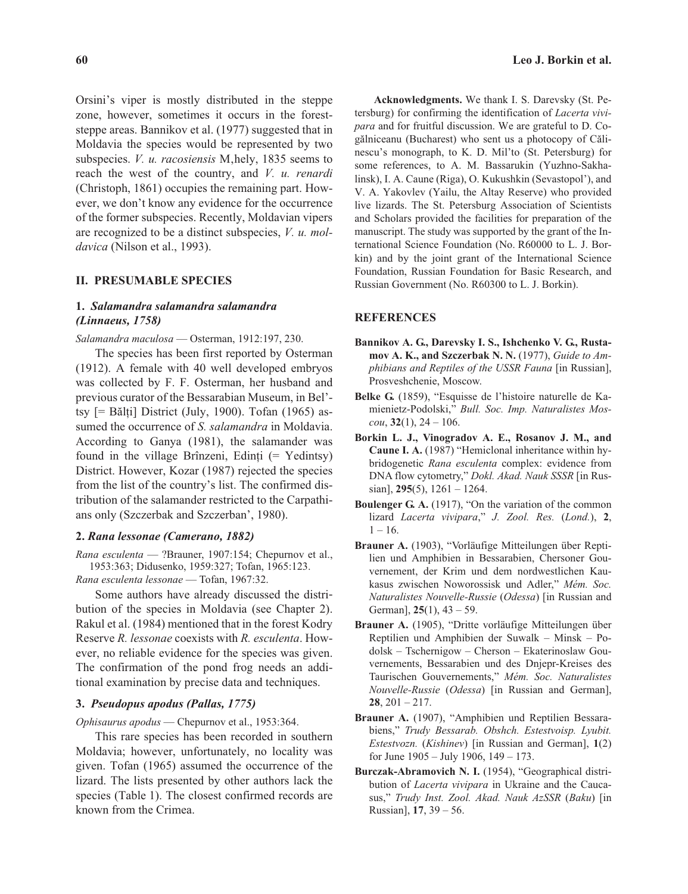Orsini's viper is mostly distributed in the steppe zone, however, sometimes it occurs in the forest-steppe areas. Bannikov et al. (1977) suggested that in Moldavia the species would be represented by two subspecies. *V. u. racosiensis* M,hely, 1835 seems to reach the west of the country, and *V. u. renardi* (Christoph, 1861) occupies the remaining part. However, we don't know any evidence for the occurrence of the former subspecies. Recently, Moldavian vipers are recognized to be a distinct subspecies, *V. u. moldavica* (Nilson et al., 1993).

## II. PRESUMABLE SPECIES

### 1. *Salamandra salamandra salamandra (Linnaeus, 1758)*

*Salamandra maculosa* — Osterman, 1912:197, 230.

The species has been first reported by Osterman (1912). A female with 40 well developed embryos was collected by F. F. Osterman, her husband and previous curator of the Bessarabian Museum, in Bel'tsy [= Bălți] District (July, 1900). Tofan (1965) assumed the occurrence of *S. salamandra* in Moldavia. According to Ganya (1981), the salamander was found in the village Brînzeni, Edinți (= Yedintsy) District. However, Kozar (1987) rejected the species from the list of the country's list. The confirmed distribution of the salamander restricted to the Carpathians only (Szczerbak and Szczerban', 1980).

### 2. *Rana lessonae (Camerano, 1882)*

*Rana esculenta* — ?Brauner, 1907:154; Chepurnov et al., 1953:363; Didusenko, 1959:327; Tofan, 1965:123.
*Rana esculenta lessonae* — Tofan, 1967:32.

Some authors have already discussed the distribution of the species in Moldavia (see Chapter 2). Rakul et al. (1984) mentioned that in the forest Kodry Reserve *R. lessonae* coexists with *R. esculenta*. However, no reliable evidence for the species was given. The confirmation of the pond frog needs an additional examination by precise data and techniques.

### 3. *Pseudopus apodus (Pallas, 1775)*

*Ophisaurus apodus* — Chepurnov et al., 1953:364.

This rare species has been recorded in southern Moldavia; however, unfortunately, no locality was given. Tofan (1965) assumed the occurrence of the lizard. The lists presented by other authors lack the species (Table 1). The closest confirmed records are known from the Crimea.

**Acknowledgments.** We thank I. S. Darevsky (St. Petersburg) for confirming the identification of *Lacerta vivipara* and for fruitful discussion. We are grateful to D. Cogălniceanu (Bucharest) who sent us a photocopy of Călinescu's monograph, to K. D. Mil'to (St. Petersburg) for some references, to A. M. Bassarukin (Yuzhno-Sakhalinsk), I. A. Caune (Riga), O. Kukushkin (Sevastopol'), and V. A. Yakovlev (Yailu, the Altay Reserve) who provided live lizards. The St. Petersburg Association of Scientists and Scholars provided the facilities for preparation of the manuscript. The study was supported by the grant of the International Science Foundation (No. R60000 to L. J. Borkin) and by the joint grant of the International Science Foundation, Russian Foundation for Basic Research, and Russian Government (No. R60300 to L. J. Borkin).

## REFERENCES

**Bannikov A. G., Darevsky I. S., Ishchenko V. G., Rustamov A. K., and Szczerbak N. N.** (1977), *Guide to Amphibians and Reptiles of the USSR Fauna* [in Russian], Prosveshchenie, Moscow.

**Belke G.** (1859), "Esquisse de l'histoire naturelle de Kamienietz-Podolski," *Bull. Soc. Imp. Naturalistes Moscou*, **32**(1), 24 – 106.

**Borkin L. J., Vinogradov A. E., Rosanov J. M., and Caune I. A.** (1987) "Hemiclonal inheritance within hybridogenetic *Rana esculenta* complex: evidence from DNA flow cytometry," *Dokl. Akad. Nauk SSSR* [in Russian], **295**(5), 1261 – 1264.

**Boulenger G. A.** (1917), "On the variation of the common lizard *Lacerta vivipara*," *J. Zool. Res.* (*Lond.*), **2**, 1 – 16.

**Brauner A.** (1903), "Vorläufige Mitteilungen über Reptilien und Amphibien in Bessarabien, Chersoner Gouvernement, der Krim und dem nordwestlichen Kaukasus zwischen Noworossisk und Adler," *Mém. Soc. Naturalistes Nouvelle-Russie* (*Odessa*) [in Russian and German], **25**(1), 43 – 59.

**Brauner A.** (1905), "Dritte vorläufige Mitteilungen über Reptilien und Amphibien der Suwalk – Minsk – Podolsk – Tschernigow – Cherson – Ekaterinoslaw Gouvernements, Bessarabien und des Dnjepr-Kreises des Taurischen Gouvernements," *Mém. Soc. Naturalistes Nouvelle-Russie* (*Odessa*) [in Russian and German], **28**, 201 – 217.

**Brauner A.** (1907), "Amphibien und Reptilien Bessarabiens," *Trudy Bessarab. Obshch. Estestvoisp. Lyubit. Estestvozn.* (*Kishinev*) [in Russian and German], **1**(2) for June 1905 – July 1906, 149 – 173.

**Burczak-Abramovich N. I.** (1954), "Geographical distribution of *Lacerta vivipara* in Ukraine and the Caucasus," *Trudy Inst. Zool. Akad. Nauk AzSSR* (*Baku*) [in Russian], **17**, 39 – 56.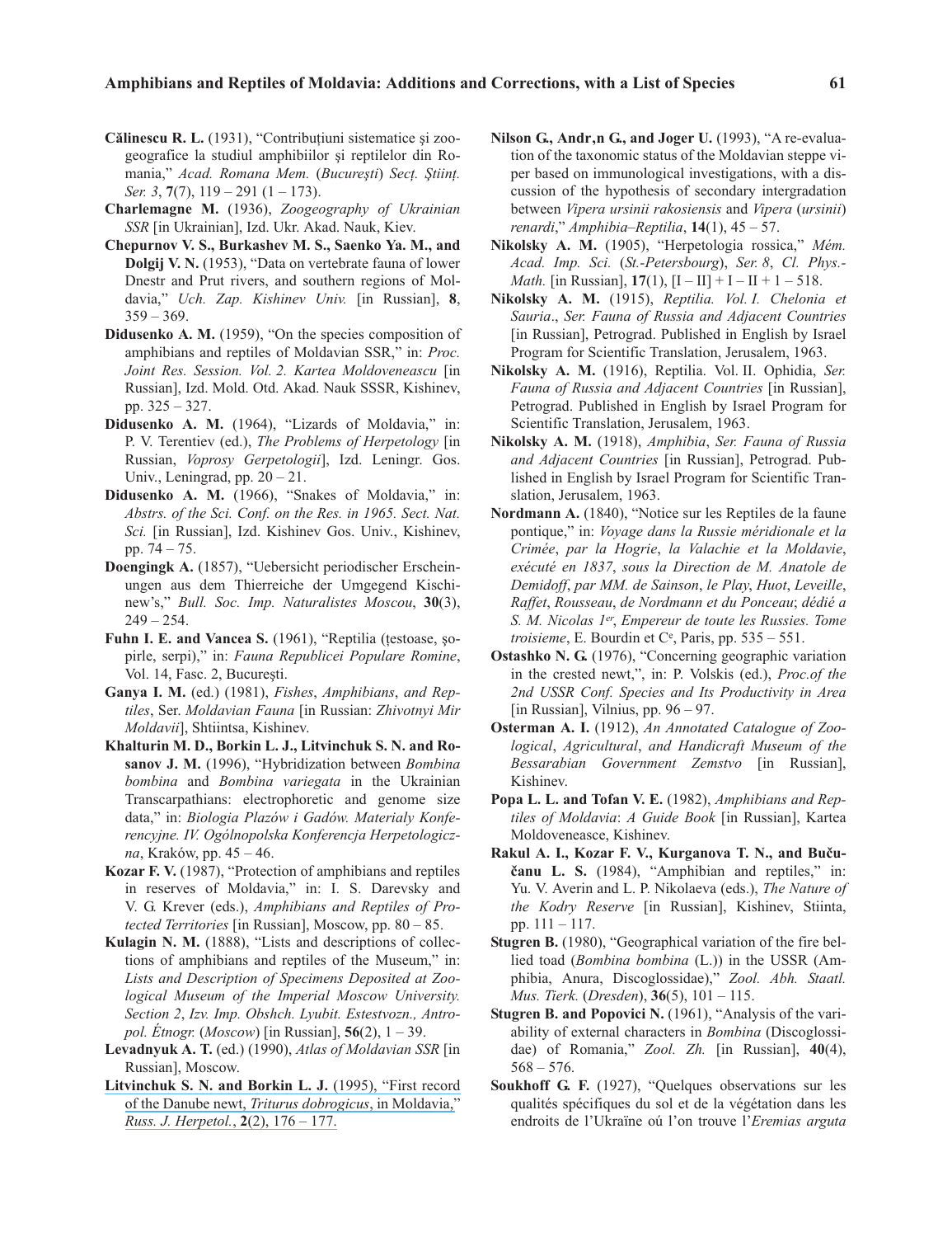**Călinescu R. L.** (1931), "Contribuțiuni sistematice şi zoogeografice la studiul amphibiilor şi reptilelor din Romania," *Acad. Romana Mem.* (*Bucureşti*) *Secț. Științ. Ser. 3*, **7**(7), 119 – 291 (1 – 173).

**Charlemagne M.** (1936), *Zoogeography of Ukrainian SSR* [in Ukrainian], Izd. Ukr. Akad. Nauk, Kiev.

**Chepurnov V. S., Burkashev M. S., Saenko Ya. M., and Dolgij V. N.** (1953), "Data on vertebrate fauna of lower Dnestr and Prut rivers, and southern regions of Moldavia," *Uch. Zap. Kishinev Univ.* [in Russian], **8**, 359 – 369.

**Didusenko A. M.** (1959), "On the species composition of amphibians and reptiles of Moldavian SSR," in: *Proc. Joint Res. Session. Vol. 2. Kartea Moldoveneascu* [in Russian], Izd. Mold. Otd. Akad. Nauk SSSR, Kishinev, pp. 325 – 327.

**Didusenko A. M.** (1964), "Lizards of Moldavia," in: P. V. Terentiev (ed.), *The Problems of Herpetology* [in Russian, *Voprosy Gerpetologii*], Izd. Leningr. Gos. Univ., Leningrad, pp. 20 – 21.

**Didusenko A. M.** (1966), "Snakes of Moldavia," in: *Abstrs. of the Sci. Conf. on the Res. in 1965. Sect. Nat. Sci.* [in Russian], Izd. Kishinev Gos. Univ., Kishinev, pp. 74 – 75.

**Doengingk A.** (1857), "Uebersicht periodischer Erscheinungen aus dem Thierreiche der Umgegend Kischinew's," *Bull. Soc. Imp. Naturalistes Moscou*, **30**(3), 249 – 254.

**Fuhn I. E. and Vancea S.** (1961), "Reptilia (țestoase, şopirle, serpi)," in: *Fauna Republicei Populare Romine*, Vol. 14, Fasc. 2, Bucureşti.

**Ganya I. M.** (ed.) (1981), *Fishes*, *Amphibians*, *and Reptiles*, Ser. *Moldavian Fauna* [in Russian: *Zhivotnyi Mir Moldavii*], Shtiintsa, Kishinev.

**Khalturin M. D., Borkin L. J., Litvinchuk S. N. and Rosanov J. M.** (1996), "Hybridization between *Bombina bombina* and *Bombina variegata* in the Ukrainian Transcarpathians: electrophoretic and genome size data," in: *Biologia Plazów i Gadów. Materialy Konferencyjne. IV. Ogólnopolska Konferencja Herpetologiczna*, Kraków, pp. 45 – 46.

**Kozar F. V.** (1987), "Protection of amphibians and reptiles in reserves of Moldavia," in: I. S. Darevsky and V. G. Krever (eds.), *Amphibians and Reptiles of Protected Territories* [in Russian], Moscow, pp. 80 – 85.

**Kulagin N. M.** (1888), "Lists and descriptions of collections of amphibians and reptiles of the Museum," in: *Lists and Description of Specimens Deposited at Zoological Museum of the Imperial Moscow University. Section 2*, *Izv. Imp. Obshch. Lyubit. Estestvozn., Antropol. Étnogr.* (*Moscow*) [in Russian], **56**(2), 1 – 39.

**Levadnyuk A. T.** (ed.) (1990), *Atlas of Moldavian SSR* [in Russian], Moscow.

**Litvinchuk S. N. and Borkin L. J.** (1995), "First record of the Danube newt, *Triturus dobrogicus*, in Moldavia," *Russ. J. Herpetol.*, **2**(2), 176 – 177.

**Nilson G., Andr,n G., and Joger U.** (1993), "A re-evaluation of the taxonomic status of the Moldavian steppe viper based on immunological investigations, with a discussion of the hypothesis of secondary intergradation between *Vipera ursinii rakosiensis* and *Vipera* (*ursinii*) *renardi*," *Amphibia–Reptilia*, **14**(1), 45 – 57.

**Nikolsky A. M.** (1905), "Herpetologia rossica," *Mém. Acad. Imp. Sci.* (*St.-Petersbourg*), *Ser. 8*, *Cl. Phys.-Math.* [in Russian], **17**(1), [I – II] + I – II + 1 – 518.

**Nikolsky A. M.** (1915), *Reptilia. Vol. I. Chelonia et Sauria*., *Ser. Fauna of Russia and Adjacent Countries* [in Russian], Petrograd. Published in English by Israel Program for Scientific Translation, Jerusalem, 1963.

**Nikolsky A. M.** (1916), Reptilia. Vol. II. Ophidia, *Ser. Fauna of Russia and Adjacent Countries* [in Russian], Petrograd. Published in English by Israel Program for Scientific Translation, Jerusalem, 1963.

**Nikolsky A. M.** (1918), *Amphibia*, *Ser. Fauna of Russia and Adjacent Countries* [in Russian], Petrograd. Published in English by Israel Program for Scientific Translation, Jerusalem, 1963.

**Nordmann A.** (1840), "Notice sur les Reptiles de la faune pontique," in: *Voyage dans la Russie méridionale et la Crimée*, *par la Hogrie*, *la Valachie et la Moldavie*, *exécuté en 1837*, *sous la Direction de M. Anatole de Demidoff*, *par MM. de Sainson*, *le Play*, *Huot*, *Leveille*, *Raffet*, *Rousseau*, *de Nordmann et du Ponceau*; *dédié a S. M. Nicolas 1er*, *Empereur de toute les Russies. Tome troisieme*, E. Bourdin et Ce, Paris, pp. 535 – 551.

**Ostashko N. G.** (1976), "Concerning geographic variation in the crested newt,", in: P. Volskis (ed.), *Proc.of the 2nd USSR Conf. Species and Its Productivity in Area* [in Russian], Vilnius, pp. 96 – 97.

**Osterman A. I.** (1912), *An Annotated Catalogue of Zoological*, *Agricultural*, *and Handicraft Museum of the Bessarabian Government Zemstvo* [in Russian], Kishinev.

**Popa L. L. and Tofan V. E.** (1982), *Amphibians and Reptiles of Moldavia*: *A Guide Book* [in Russian], Kartea Moldoveneasce, Kishinev.

**Rakul A. I., Kozar F. V., Kurganova T. N., and Bučučanu L. S.** (1984), "Amphibian and reptiles," in: Yu. V. Averin and L. P. Nikolaeva (eds.), *The Nature of the Kodry Reserve* [in Russian], Kishinev, Stiinta, pp. 111 – 117.

**Stugren B.** (1980), "Geographical variation of the fire bellied toad (*Bombina bombina* (L.)) in the USSR (Amphibia, Anura, Discoglossidae)," *Zool. Abh. Staatl. Mus. Tierk.* (*Dresden*), **36**(5), 101 – 115.

**Stugren B. and Popovici N.** (1961), "Analysis of the variability of external characters in *Bombina* (Discoglossidae) of Romania," *Zool. Zh.* [in Russian], **40**(4), 568 – 576.

**Soukhoff G. F.** (1927), "Quelques observations sur les qualités spécifiques du sol et de la végétation dans les endroits de l'Ukraïne oú l'on trouve l'*Eremias arguta*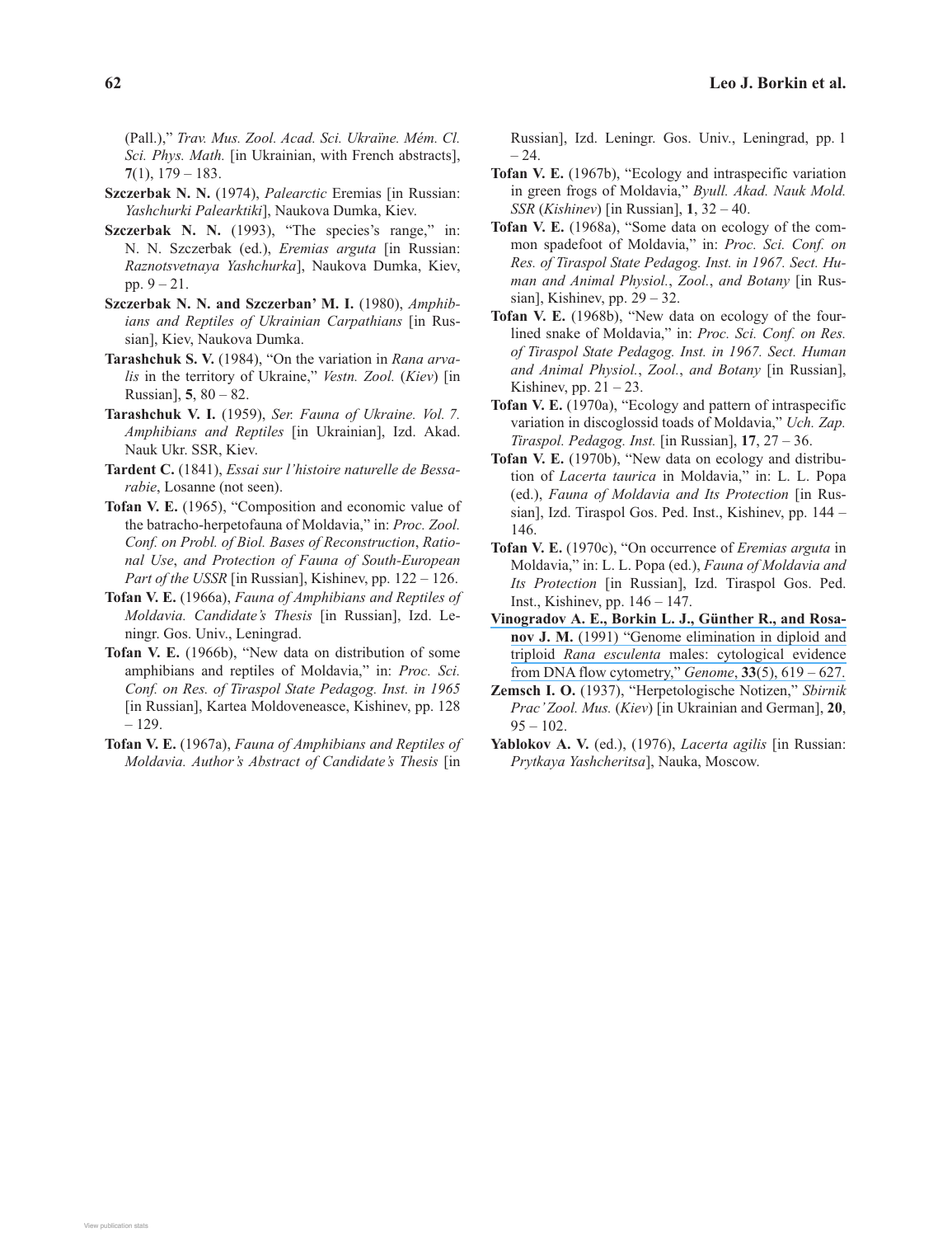(Pall.)," *Trav. Mus. Zool. Acad. Sci. Ukraïne. Mém. Cl. Sci. Phys. Math.* [in Ukrainian, with French abstracts], **7**(1), 179 – 183.

**Szczerbak N. N.** (1974), *Palearctic* Eremias [in Russian: *Yashchurki Palearktiki*], Naukova Dumka, Kiev.

**Szczerbak N. N.** (1993), "The species's range," in: N. N. Szczerbak (ed.), *Eremias arguta* [in Russian: *Raznotsvetnaya Yashchurka*], Naukova Dumka, Kiev, pp. 9 – 21.

**Szczerbak N. N. and Szczerban' M. I.** (1980), *Amphibians and Reptiles of Ukrainian Carpathians* [in Russian], Kiev, Naukova Dumka.

**Tarashchuk S. V.** (1984), "On the variation in *Rana arvalis* in the territory of Ukraine," *Vestn. Zool.* (*Kiev*) [in Russian], **5**, 80 – 82.

**Tarashchuk V. I.** (1959), *Ser. Fauna of Ukraine. Vol. 7. Amphibians and Reptiles* [in Ukrainian], Izd. Akad. Nauk Ukr. SSR, Kiev.

**Tardent C.** (1841), *Essai sur l'histoire naturelle de Bessarabie*, Losanne (not seen).

**Tofan V. E.** (1965), "Composition and economic value of the batracho-herpetofauna of Moldavia," in: *Proc. Zool. Conf. on Probl. of Biol. Bases of Reconstruction*, *Rational Use*, *and Protection of Fauna of South-European Part of the USSR* [in Russian], Kishinev, pp. 122 – 126.

**Tofan V. E.** (1966a), *Fauna of Amphibians and Reptiles of Moldavia. Candidate's Thesis* [in Russian], Izd. Leningr. Gos. Univ., Leningrad.

**Tofan V. E.** (1966b), "New data on distribution of some amphibians and reptiles of Moldavia," in: *Proc. Sci. Conf. on Res. of Tiraspol State Pedagog. Inst. in 1965* [in Russian], Kartea Moldoveneasce, Kishinev, pp. 128 – 129.

**Tofan V. E.** (1967a), *Fauna of Amphibians and Reptiles of Moldavia. Author's Abstract of Candidate's Thesis* [in Russian], Izd. Leningr. Gos. Univ., Leningrad, pp. 1 – 24.

**Tofan V. E.** (1967b), "Ecology and intraspecific variation in green frogs of Moldavia," *Byull. Akad. Nauk Mold. SSR* (*Kishinev*) [in Russian], **1**, 32 – 40.

**Tofan V. E.** (1968a), "Some data on ecology of the common spadefoot of Moldavia," in: *Proc. Sci. Conf. on Res. of Tiraspol State Pedagog. Inst. in 1967. Sect. Human and Animal Physiol.*, *Zool.*, *and Botany* [in Russian], Kishinev, pp. 29 – 32.

**Tofan V. E.** (1968b), "New data on ecology of the four-lined snake of Moldavia," in: *Proc. Sci. Conf. on Res. of Tiraspol State Pedagog. Inst. in 1967. Sect. Human and Animal Physiol.*, *Zool.*, *and Botany* [in Russian], Kishinev, pp. 21 – 23.

**Tofan V. E.** (1970a), "Ecology and pattern of intraspecific variation in discoglossid toads of Moldavia," *Uch. Zap. Tiraspol. Pedagog. Inst.* [in Russian], **17**, 27 – 36.

**Tofan V. E.** (1970b), "New data on ecology and distribution of *Lacerta taurica* in Moldavia," in: L. L. Popa (ed.), *Fauna of Moldavia and Its Protection* [in Russian], Izd. Tiraspol Gos. Ped. Inst., Kishinev, pp. 144 – 146.

**Tofan V. E.** (1970c), "On occurrence of *Eremias arguta* in Moldavia," in: L. L. Popa (ed.), *Fauna of Moldavia and Its Protection* [in Russian], Izd. Tiraspol Gos. Ped. Inst., Kishinev, pp. 146 – 147.

**Vinogradov A. E., Borkin L. J., Günther R., and Rosanov J. M.** (1991) "Genome elimination in diploid and triploid *Rana esculenta* males: cytological evidence from DNA flow cytometry," *Genome*, **33**(5), 619 – 627.

**Zemsch I. O.** (1937), "Herpetologische Notizen," *Sbirnik Prac' Zool. Mus.* (*Kiev*) [in Ukrainian and German], **20**, 95 – 102.

**Yablokov A. V.** (ed.), (1976), *Lacerta agilis* [in Russian: *Prytkaya Yashcheritsa*], Nauka, Moscow.